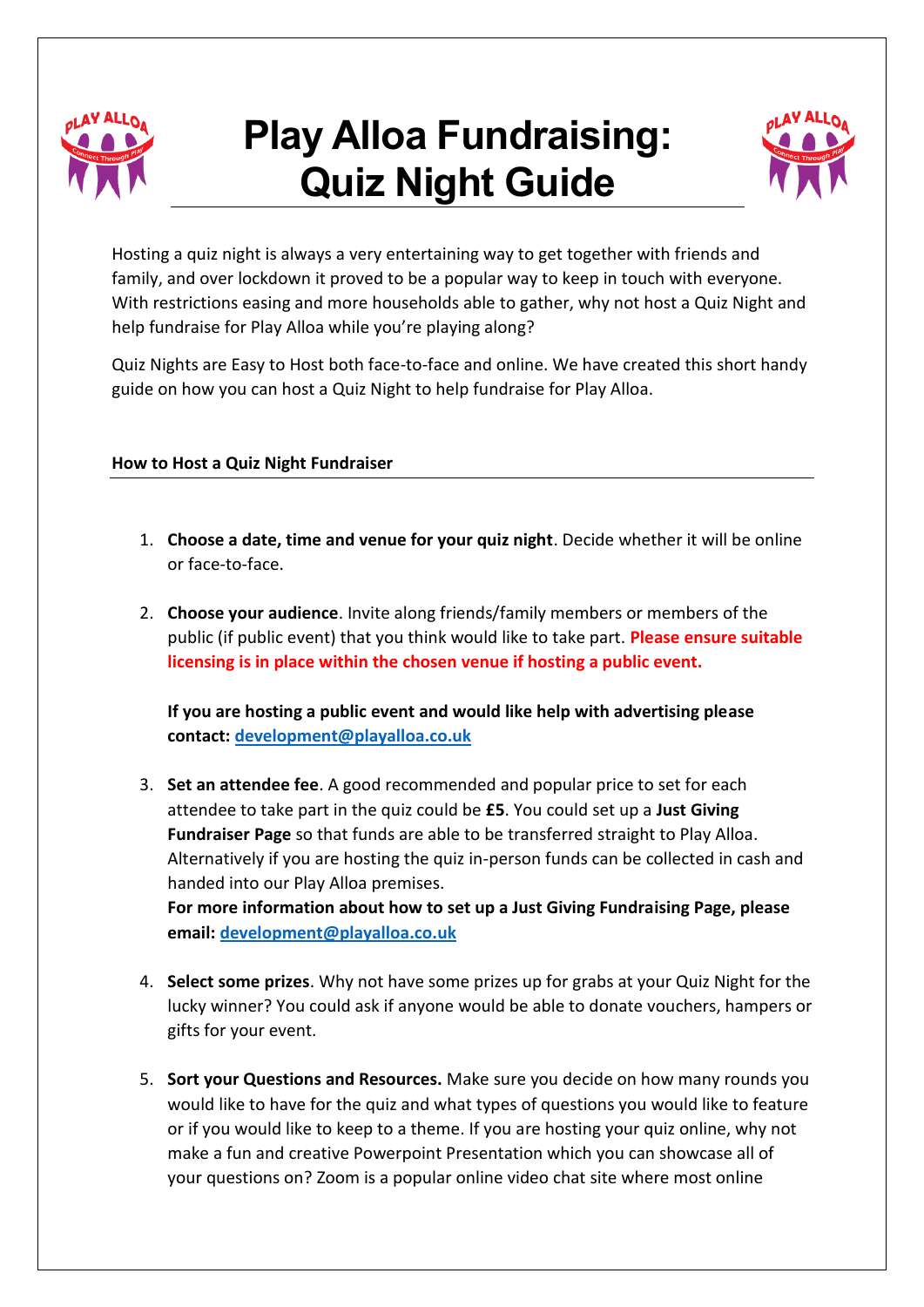# Play Alloa Fundraising: Quiz Night Guide

Hosting a quiz night is always a very entertaining way to get together with friends and family, and over lockdown it proved to be a popular way to keep in touch with everyone. With restrictions easing and more households able to gather, why not host a Quiz Night and help fundraise for Play Alloa while you're playing along?

Quiz Nights are Easy to Host both face-to-face and online. We have created this short handy guide on how you can host a Quiz Night to help fundraise for Play Alloa.

## How to Host a Quiz Night Fundraiser

1. **Choose a date, time and venue for your quiz night**. Decide whether it will be online or face-to-face.

2. **Choose your audience**. Invite along friends/family members or members of the public (if public event) that you think would like to take part. **Please ensure suitable licensing is in place within the chosen venue if hosting a public event.**

   **If you are hosting a public event and would like help with advertising please contact: development@playalloa.co.uk**

3. **Set an attendee fee**. A good recommended and popular price to set for each attendee to take part in the quiz could be **£5**. You could set up a **Just Giving Fundraiser Page** so that funds are able to be transferred straight to Play Alloa. Alternatively if you are hosting the quiz in-person funds can be collected in cash and handed into our Play Alloa premises.
   **For more information about how to set up a Just Giving Fundraising Page, please email: development@playalloa.co.uk**

4. **Select some prizes**. Why not have some prizes up for grabs at your Quiz Night for the lucky winner? You could ask if anyone would be able to donate vouchers, hampers or gifts for your event.

5. **Sort your Questions and Resources.** Make sure you decide on how many rounds you would like to have for the quiz and what types of questions you would like to feature or if you would like to keep to a theme. If you are hosting your quiz online, why not make a fun and creative Powerpoint Presentation which you can showcase all of your questions on? Zoom is a popular online video chat site where most online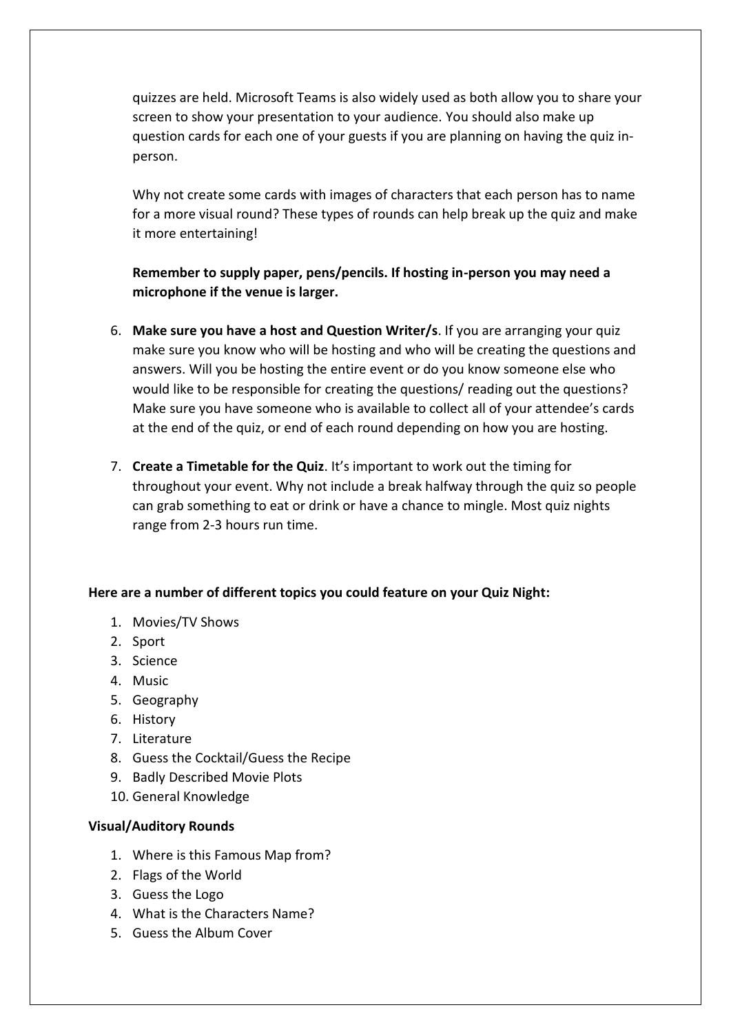quizzes are held. Microsoft Teams is also widely used as both allow you to share your screen to show your presentation to your audience. You should also make up question cards for each one of your guests if you are planning on having the quiz in-person.

Why not create some cards with images of characters that each person has to name for a more visual round? These types of rounds can help break up the quiz and make it more entertaining!

**Remember to supply paper, pens/pencils. If hosting in-person you may need a microphone if the venue is larger.**

6. **Make sure you have a host and Question Writer/s**. If you are arranging your quiz make sure you know who will be hosting and who will be creating the questions and answers. Will you be hosting the entire event or do you know someone else who would like to be responsible for creating the questions/ reading out the questions? Make sure you have someone who is available to collect all of your attendee's cards at the end of the quiz, or end of each round depending on how you are hosting.

7. **Create a Timetable for the Quiz**. It's important to work out the timing for throughout your event. Why not include a break halfway through the quiz so people can grab something to eat or drink or have a chance to mingle. Most quiz nights range from 2-3 hours run time.

**Here are a number of different topics you could feature on your Quiz Night:**

1. Movies/TV Shows
2. Sport
3. Science
4. Music
5. Geography
6. History
7. Literature
8. Guess the Cocktail/Guess the Recipe
9. Badly Described Movie Plots
10. General Knowledge

**Visual/Auditory Rounds**

1. Where is this Famous Map from?
2. Flags of the World
3. Guess the Logo
4. What is the Characters Name?
5. Guess the Album Cover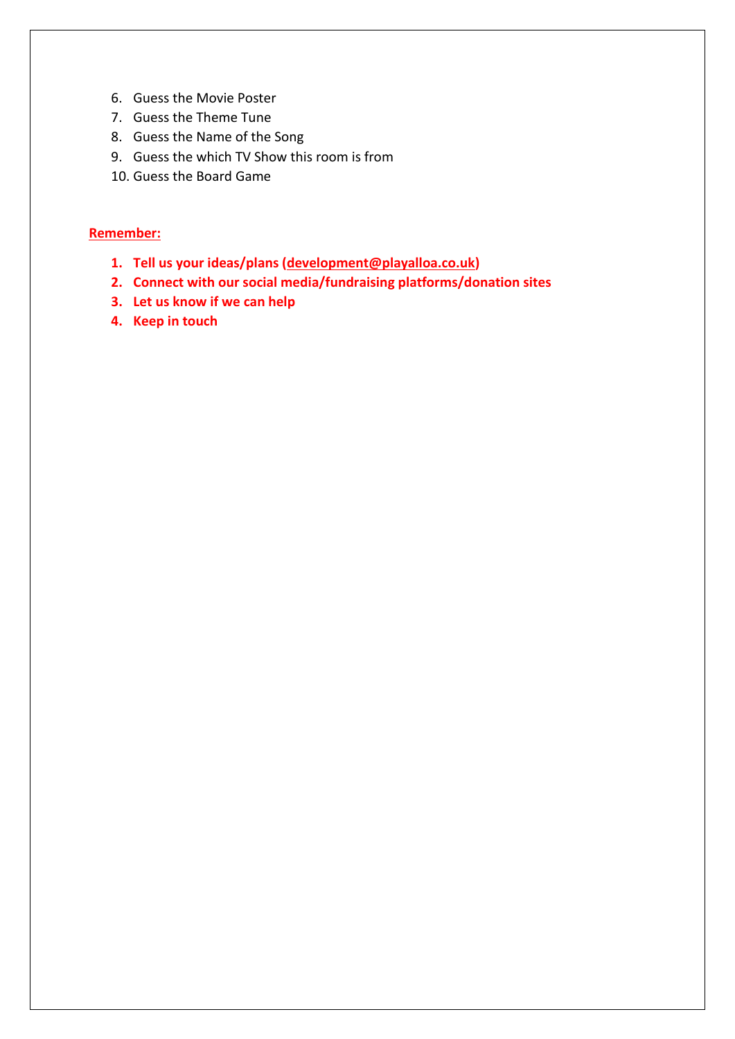6. Guess the Movie Poster
7. Guess the Theme Tune
8. Guess the Name of the Song
9. Guess the which TV Show this room is from
10. Guess the Board Game

**Remember:**

1. **Tell us your ideas/plans (development@playalloa.co.uk)**
2. **Connect with our social media/fundraising platforms/donation sites**
3. **Let us know if we can help**
4. **Keep in touch**